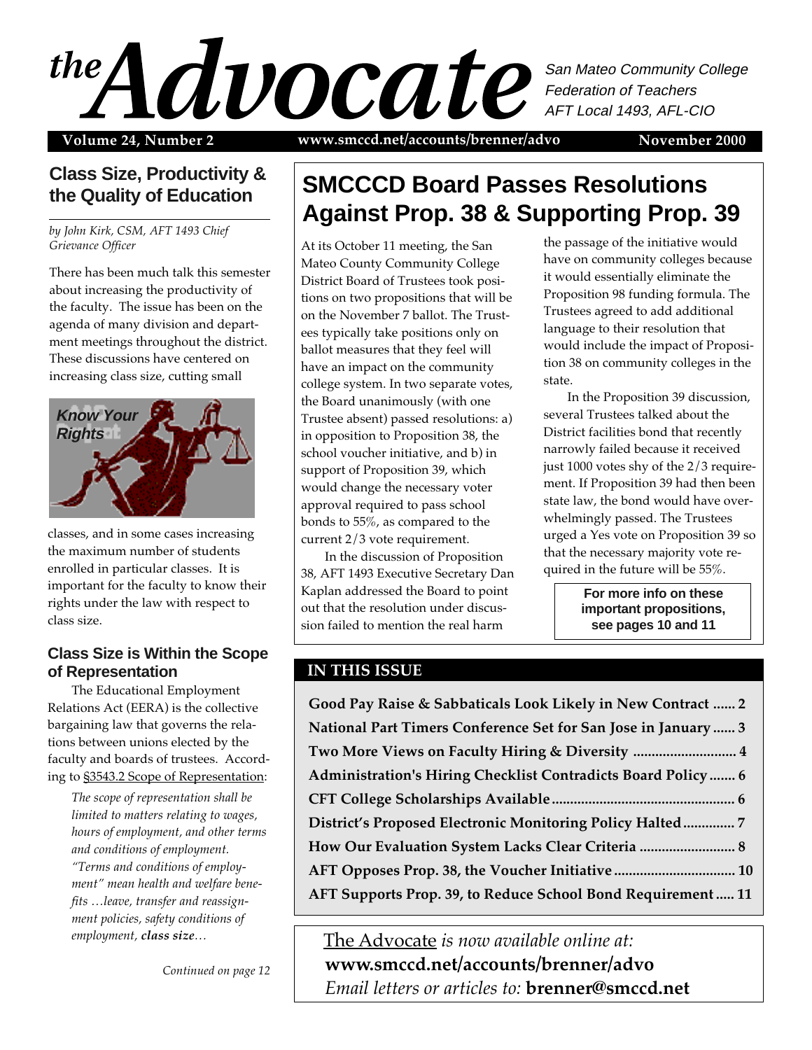# *the* Advocate

San Mateo Community College Federation of Teachers
AFT Local 1493, AFL-CIO

**Volume 24, Number 2** | **www.smccd.net/accounts/brenner/advo** | **November 2000**

## SMCCCD Board Passes Resolutions Against Prop. 38 & Supporting Prop. 39

At its October 11 meeting, the San Mateo County Community College District Board of Trustees took positions on two propositions that will be on the November 7 ballot. The Trustees typically take positions only on ballot measures that they feel will have an impact on the community college system. In two separate votes, the Board unanimously (with one Trustee absent) passed resolutions: a) in opposition to Proposition 38, the school voucher initiative, and b) in support of Proposition 39, which would change the necessary voter approval required to pass school bonds to 55%, as compared to the current 2/3 vote requirement.

In the discussion of Proposition 38, AFT 1493 Executive Secretary Dan Kaplan addressed the Board to point out that the resolution under discussion failed to mention the real harm the passage of the initiative would have on community colleges because it would essentially eliminate the Proposition 98 funding formula. The Trustees agreed to add additional language to their resolution that would include the impact of Proposition 38 on community colleges in the state.

In the Proposition 39 discussion, several Trustees talked about the District facilities bond that recently narrowly failed because it received just 1000 votes shy of the 2/3 requirement. If Proposition 39 had then been state law, the bond would have overwhelmingly passed. The Trustees urged a Yes vote on Proposition 39 so that the necessary majority vote required in the future will be 55%.

**For more info on these important propositions, see pages 10 and 11**

## Class Size, Productivity & the Quality of Education

*by John Kirk, CSM, AFT 1493 Chief Grievance Officer*

There has been much talk this semester about increasing the productivity of the faculty. The issue has been on the agenda of many division and department meetings throughout the district. These discussions have centered on increasing class size, cutting small classes, and in some cases increasing the maximum number of students enrolled in particular classes. It is important for the faculty to know their rights under the law with respect to class size.

**Know Your Rights**

### Class Size is Within the Scope of Representation

The Educational Employment Relations Act (EERA) is the collective bargaining law that governs the relations between unions elected by the faculty and boards of trustees. According to §3543.2 Scope of Representation:

> *The scope of representation shall be limited to matters relating to wages, hours of employment, and other terms and conditions of employment. "Terms and conditions of employment" mean health and welfare benefits …leave, transfer and reassignment policies, safety conditions of employment, **class size**…*

*Continued on page 12*

## IN THIS ISSUE

**Good Pay Raise & Sabbaticals Look Likely in New Contract ...... 2**
**National Part Timers Conference Set for San Jose in January ...... 3**
**Two More Views on Faculty Hiring & Diversity ...... 4**
**Administration's Hiring Checklist Contradicts Board Policy ...... 6**
**CFT College Scholarships Available ...... 6**
**District's Proposed Electronic Monitoring Policy Halted ...... 7**
**How Our Evaluation System Lacks Clear Criteria ...... 8**
**AFT Opposes Prop. 38, the Voucher Initiative ...... 10**
**AFT Supports Prop. 39, to Reduce School Bond Requirement ...... 11**

The Advocate *is now available online at:*
**www.smccd.net/accounts/brenner/advo**
*Email letters or articles to:* **brenner@smccd.net**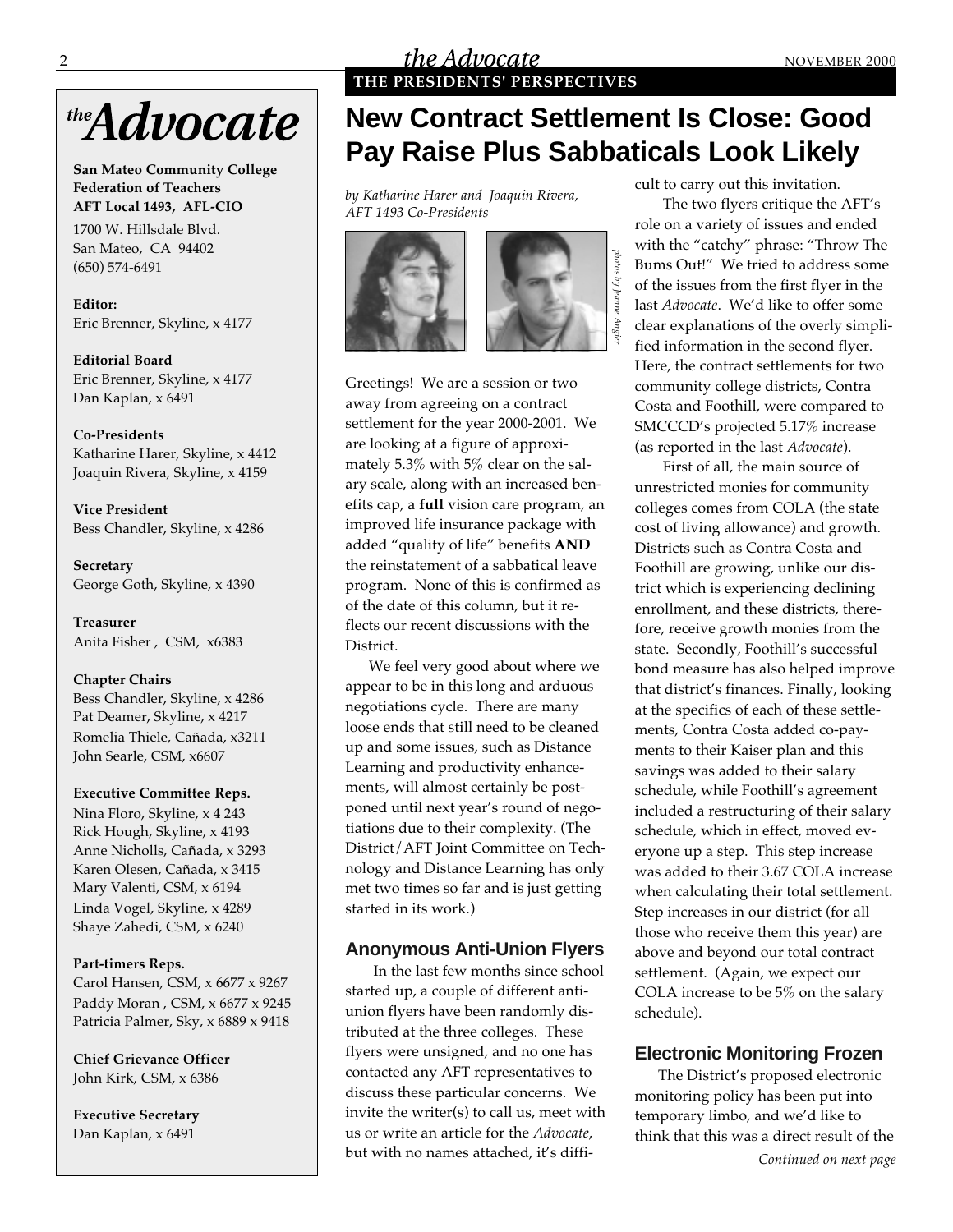# the Advocate

**San Mateo Community College Federation of Teachers**
**AFT Local 1493, AFL-CIO**

1700 W. Hillsdale Blvd.
San Mateo, CA 94402
(650) 574-6491

**Editor:**
Eric Brenner, Skyline, x 4177

**Editorial Board**
Eric Brenner, Skyline, x 4177
Dan Kaplan, x 6491

**Co-Presidents**
Katharine Harer, Skyline, x 4412
Joaquin Rivera, Skyline, x 4159

**Vice President**
Bess Chandler, Skyline, x 4286

**Secretary**
George Goth, Skyline, x 4390

**Treasurer**
Anita Fisher , CSM, x6383

**Chapter Chairs**
Bess Chandler, Skyline, x 4286
Pat Deamer, Skyline, x 4217
Romelia Thiele, Cañada, x3211
John Searle, CSM, x6607

**Executive Committee Reps.**
Nina Floro, Skyline, x 4 243
Rick Hough, Skyline, x 4193
Anne Nicholls, Cañada, x 3293
Karen Olesen, Cañada, x 3415
Mary Valenti, CSM, x 6194
Linda Vogel, Skyline, x 4289
Shaye Zahedi, CSM, x 6240

**Part-timers Reps.**
Carol Hansen, CSM, x 6677 x 9267
Paddy Moran , CSM, x 6677 x 9245
Patricia Palmer, Sky, x 6889 x 9418

**Chief Grievance Officer**
John Kirk, CSM, x 6386

**Executive Secretary**
Dan Kaplan, x 6491

**THE PRESIDENTS' PERSPECTIVES**

# New Contract Settlement Is Close: Good Pay Raise Plus Sabbaticals Look Likely

*by Katharine Harer and Joaquin Rivera, AFT 1493 Co-Presidents*

*photos by Jeanne Angier*

Greetings! We are a session or two away from agreeing on a contract settlement for the year 2000-2001. We are looking at a figure of approximately 5.3% with 5% clear on the salary scale, along with an increased benefits cap, a **full** vision care program, an improved life insurance package with added "quality of life" benefits **AND** the reinstatement of a sabbatical leave program. None of this is confirmed as of the date of this column, but it reflects our recent discussions with the District.

We feel very good about where we appear to be in this long and arduous negotiations cycle. There are many loose ends that still need to be cleaned up and some issues, such as Distance Learning and productivity enhancements, will almost certainly be postponed until next year's round of negotiations due to their complexity. (The District/AFT Joint Committee on Technology and Distance Learning has only met two times so far and is just getting started in its work.)

## Anonymous Anti-Union Flyers

In the last few months since school started up, a couple of different anti-union flyers have been randomly distributed at the three colleges. These flyers were unsigned, and no one has contacted any AFT representatives to discuss these particular concerns. We invite the writer(s) to call us, meet with us or write an article for the *Advocate*, but with no names attached, it's difficult to carry out this invitation.

The two flyers critique the AFT's role on a variety of issues and ended with the "catchy" phrase: "Throw The Bums Out!" We tried to address some of the issues from the first flyer in the last *Advocate*. We'd like to offer some clear explanations of the overly simplified information in the second flyer. Here, the contract settlements for two community college districts, Contra Costa and Foothill, were compared to SMCCCD's projected 5.17% increase (as reported in the last *Advocate*).

First of all, the main source of unrestricted monies for community colleges comes from COLA (the state cost of living allowance) and growth. Districts such as Contra Costa and Foothill are growing, unlike our district which is experiencing declining enrollment, and these districts, therefore, receive growth monies from the state. Secondly, Foothill's successful bond measure has also helped improve that district's finances. Finally, looking at the specifics of each of these settlements, Contra Costa added co-payments to their Kaiser plan and this savings was added to their salary schedule, while Foothill's agreement included a restructuring of their salary schedule, which in effect, moved everyone up a step. This step increase was added to their 3.67 COLA increase when calculating their total settlement. Step increases in our district (for all those who receive them this year) are above and beyond our total contract settlement. (Again, we expect our COLA increase to be 5% on the salary schedule).

## Electronic Monitoring Frozen

The District's proposed electronic monitoring policy has been put into temporary limbo, and we'd like to think that this was a direct result of the

*Continued on next page*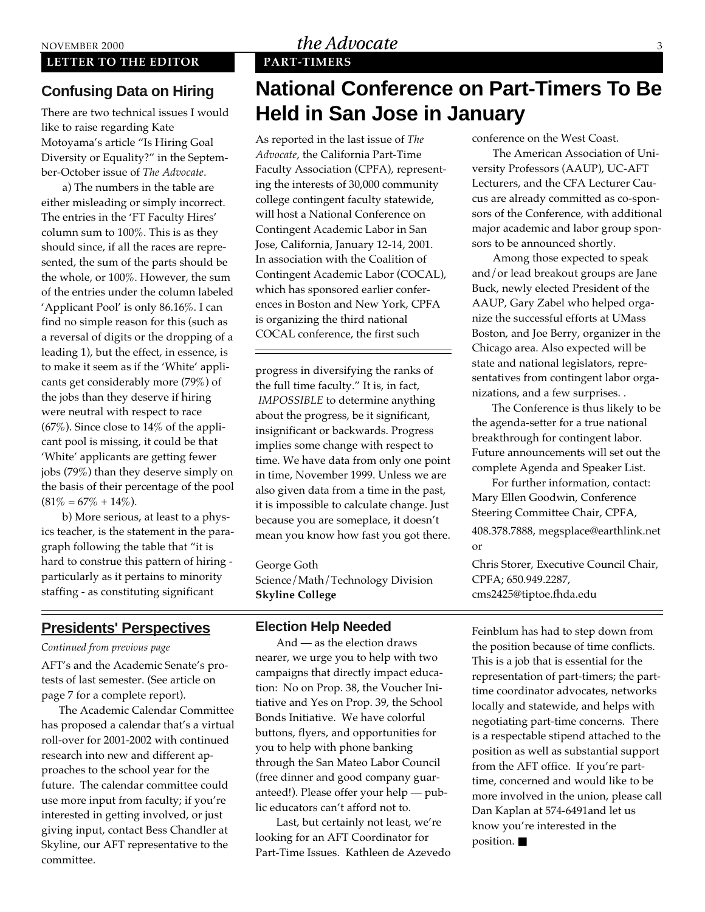**LETTER TO THE EDITOR**

## Confusing Data on Hiring

There are two technical issues I would like to raise regarding Kate Motoyama's article "Is Hiring Goal Diversity or Equality?" in the September-October issue of *The Advocate*.

a) The numbers in the table are either misleading or simply incorrect. The entries in the 'FT Faculty Hires' column sum to 100%. This is as they should since, if all the races are represented, the sum of the parts should be the whole, or 100%. However, the sum of the entries under the column labeled 'Applicant Pool' is only 86.16%. I can find no simple reason for this (such as a reversal of digits or the dropping of a leading 1), but the effect, in essence, is to make it seem as if the 'White' applicants get considerably more (79%) of the jobs than they deserve if hiring were neutral with respect to race (67%). Since close to 14% of the applicant pool is missing, it could be that 'White' applicants are getting fewer jobs (79%) than they deserve simply on the basis of their percentage of the pool (81% = 67% + 14%).

b) More serious, at least to a physics teacher, is the statement in the paragraph following the table that "it is hard to construe this pattern of hiring - particularly as it pertains to minority staffing - as constituting significant progress in diversifying the ranks of the full time faculty." It is, in fact, *IMPOSSIBLE* to determine anything about the progress, be it significant, insignificant or backwards. Progress implies some change with respect to time. We have data from only one point in time, November 1999. Unless we are also given data from a time in the past, it is impossible to calculate change. Just because you are someplace, it doesn't mean you know how fast you got there.

George Goth
Science/Math/Technology Division
**Skyline College**

**PART-TIMERS**

# National Conference on Part-Timers To Be Held in San Jose in January

As reported in the last issue of *The Advocate*, the California Part-Time Faculty Association (CPFA), representing the interests of 30,000 community college contingent faculty statewide, will host a National Conference on Contingent Academic Labor in San Jose, California, January 12-14, 2001. In association with the Coalition of Contingent Academic Labor (COCAL), which has sponsored earlier conferences in Boston and New York, CPFA is organizing the third national COCAL conference, the first such conference on the West Coast.

The American Association of University Professors (AAUP), UC-AFT Lecturers, and the CFA Lecturer Caucus are already committed as co-sponsors of the Conference, with additional major academic and labor group sponsors to be announced shortly.

Among those expected to speak and/or lead breakout groups are Jane Buck, newly elected President of the AAUP, Gary Zabel who helped organize the successful efforts at UMass Boston, and Joe Berry, organizer in the Chicago area. Also expected will be state and national legislators, representatives from contingent labor organizations, and a few surprises. .

The Conference is thus likely to be the agenda-setter for a true national breakthrough for contingent labor. Future announcements will set out the complete Agenda and Speaker List.

For further information, contact: Mary Ellen Goodwin, Conference Steering Committee Chair, CPFA, 408.378.7888, megsplace@earthlink.net or

Chris Storer, Executive Council Chair, CPFA; 650.949.2287, cms2425@tiptoe.fhda.edu

## Presidents' Perspectives

*Continued from previous page*

AFT's and the Academic Senate's protests of last semester. (See article on page 7 for a complete report).

The Academic Calendar Committee has proposed a calendar that's a virtual roll-over for 2001-2002 with continued research into new and different approaches to the school year for the future. The calendar committee could use more input from faculty; if you're interested in getting involved, or just giving input, contact Bess Chandler at Skyline, our AFT representative to the committee.

### Election Help Needed

And — as the election draws nearer, we urge you to help with two campaigns that directly impact education: No on Prop. 38, the Voucher Initiative and Yes on Prop. 39, the School Bonds Initiative. We have colorful buttons, flyers, and opportunities for you to help with phone banking through the San Mateo Labor Council (free dinner and good company guaranteed!). Please offer your help — public educators can't afford not to.

Last, but certainly not least, we're looking for an AFT Coordinator for Part-Time Issues. Kathleen de Azevedo Feinblum has had to step down from the position because of time conflicts. This is a job that is essential for the representation of part-timers; the part-time coordinator advocates, networks locally and statewide, and helps with negotiating part-time concerns. There is a respectable stipend attached to the position as well as substantial support from the AFT office. If you're part-time, concerned and would like to be more involved in the union, please call Dan Kaplan at 574-6491and let us know you're interested in the position. ■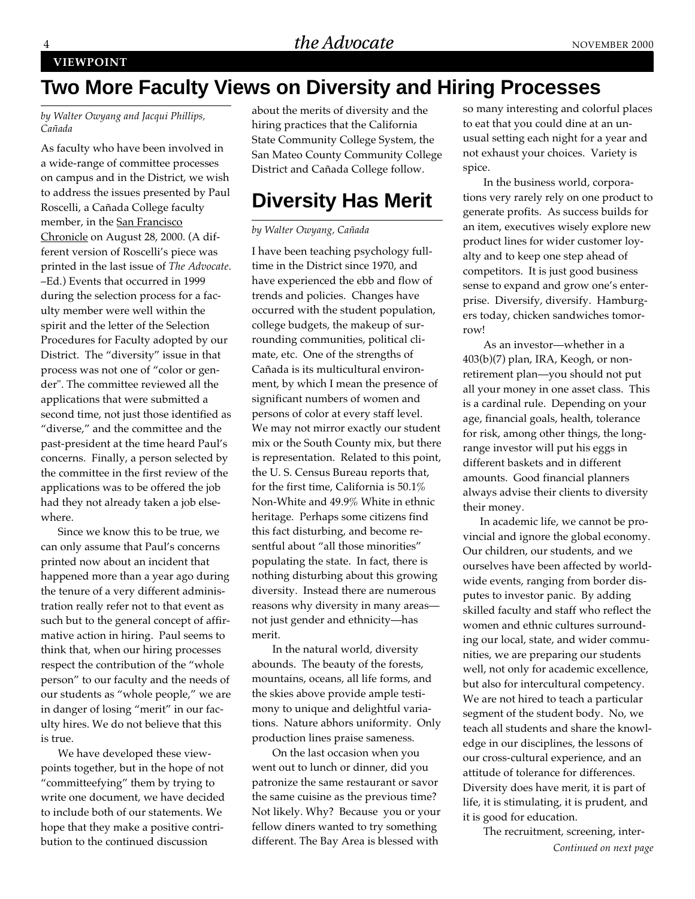VIEWPOINT

# Two More Faculty Views on Diversity and Hiring Processes

*by Walter Owyang and Jacqui Phillips, Cañada*

As faculty who have been involved in a wide-range of committee processes on campus and in the District, we wish to address the issues presented by Paul Roscelli, a Cañada College faculty member, in the San Francisco Chronicle on August 28, 2000. (A different version of Roscelli's piece was printed in the last issue of *The Advocate*. –Ed.) Events that occurred in 1999 during the selection process for a faculty member were well within the spirit and the letter of the Selection Procedures for Faculty adopted by our District. The "diversity" issue in that process was not one of "color or gender". The committee reviewed all the applications that were submitted a second time, not just those identified as "diverse," and the committee and the past-president at the time heard Paul's concerns. Finally, a person selected by the committee in the first review of the applications was to be offered the job had they not already taken a job elsewhere.

Since we know this to be true, we can only assume that Paul's concerns printed now about an incident that happened more than a year ago during the tenure of a very different administration really refer not to that event as such but to the general concept of affirmative action in hiring. Paul seems to think that, when our hiring processes respect the contribution of the "whole person" to our faculty and the needs of our students as "whole people," we are in danger of losing "merit" in our faculty hires. We do not believe that this is true.

We have developed these viewpoints together, but in the hope of not "committeefying" them by trying to write one document, we have decided to include both of our statements. We hope that they make a positive contribution to the continued discussion about the merits of diversity and the hiring practices that the California State Community College System, the San Mateo County Community College District and Cañada College follow.

## Diversity Has Merit

*by Walter Owyang, Cañada*

I have been teaching psychology full-time in the District since 1970, and have experienced the ebb and flow of trends and policies. Changes have occurred with the student population, college budgets, the makeup of surrounding communities, political climate, etc. One of the strengths of Cañada is its multicultural environment, by which I mean the presence of significant numbers of women and persons of color at every staff level. We may not mirror exactly our student mix or the South County mix, but there is representation. Related to this point, the U. S. Census Bureau reports that, for the first time, California is 50.1% Non-White and 49.9% White in ethnic heritage. Perhaps some citizens find this fact disturbing, and become resentful about "all those minorities" populating the state. In fact, there is nothing disturbing about this growing diversity. Instead there are numerous reasons why diversity in many areas—not just gender and ethnicity—has merit.

In the natural world, diversity abounds. The beauty of the forests, mountains, oceans, all life forms, and the skies above provide ample testimony to unique and delightful variations. Nature abhors uniformity. Only production lines praise sameness.

On the last occasion when you went out to lunch or dinner, did you patronize the same restaurant or savor the same cuisine as the previous time? Not likely. Why? Because you or your fellow diners wanted to try something different. The Bay Area is blessed with so many interesting and colorful places to eat that you could dine at an unusual setting each night for a year and not exhaust your choices. Variety is spice.

In the business world, corporations very rarely rely on one product to generate profits. As success builds for an item, executives wisely explore new product lines for wider customer loyalty and to keep one step ahead of competitors. It is just good business sense to expand and grow one's enterprise. Diversify, diversify. Hamburgers today, chicken sandwiches tomorrow!

As an investor—whether in a 403(b)(7) plan, IRA, Keogh, or non-retirement plan—you should not put all your money in one asset class. This is a cardinal rule. Depending on your age, financial goals, health, tolerance for risk, among other things, the long-range investor will put his eggs in different baskets and in different amounts. Good financial planners always advise their clients to diversity their money.

In academic life, we cannot be provincial and ignore the global economy. Our children, our students, and we ourselves have been affected by worldwide events, ranging from border disputes to investor panic. By adding skilled faculty and staff who reflect the women and ethnic cultures surrounding our local, state, and wider communities, we are preparing our students well, not only for academic excellence, but also for intercultural competency. We are not hired to teach a particular segment of the student body. No, we teach all students and share the knowledge in our disciplines, the lessons of our cross-cultural experience, and an attitude of tolerance for differences. Diversity does have merit, it is part of life, it is stimulating, it is prudent, and it is good for education.

The recruitment, screening, inter-

*Continued on next page*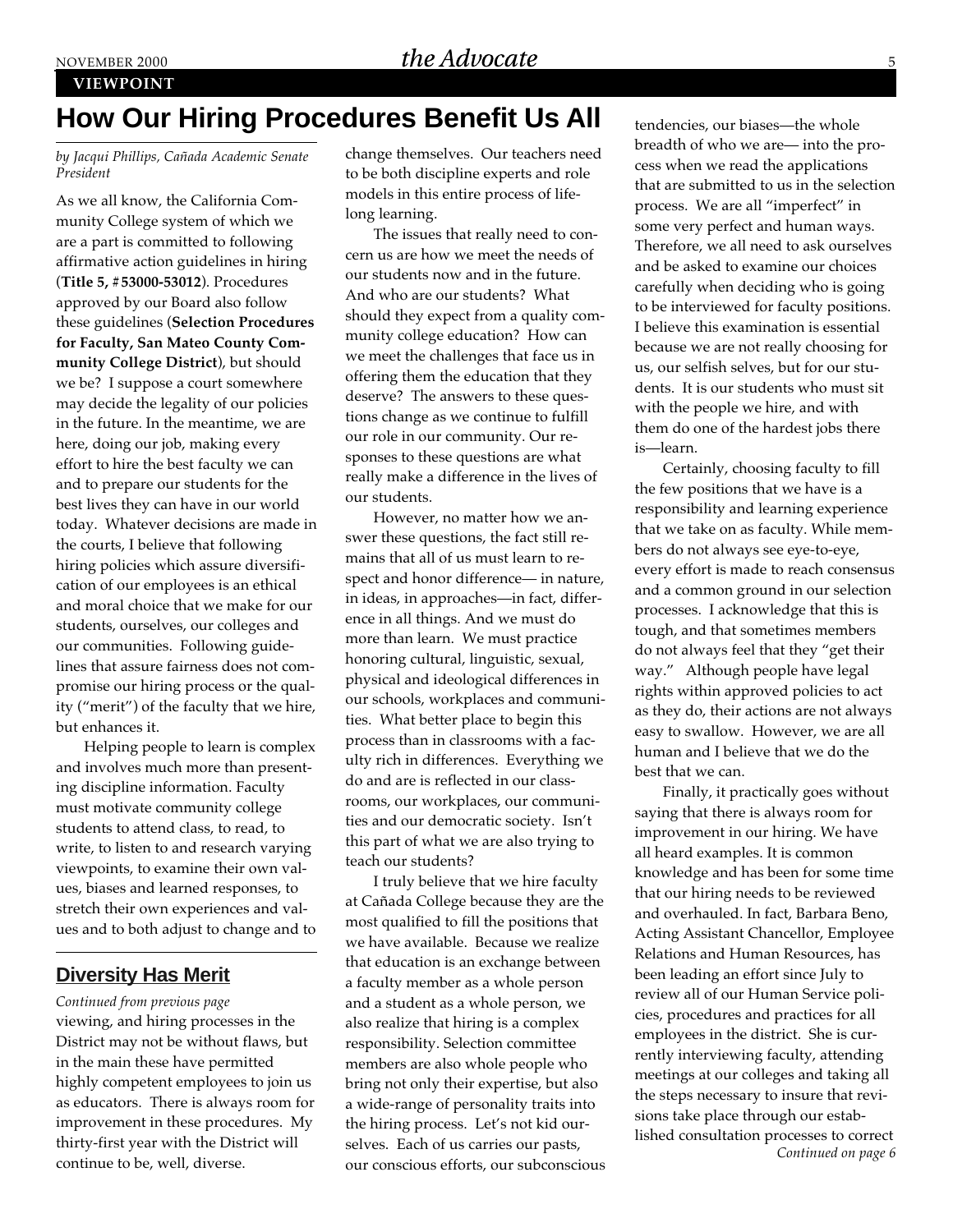VIEWPOINT

# How Our Hiring Procedures Benefit Us All

*by Jacqui Phillips, Cañada Academic Senate President*

As we all know, the California Community College system of which we are a part is committed to following affirmative action guidelines in hiring (**Title 5, #53000-53012**). Procedures approved by our Board also follow these guidelines (**Selection Procedures for Faculty, San Mateo County Community College District**), but should we be? I suppose a court somewhere may decide the legality of our policies in the future. In the meantime, we are here, doing our job, making every effort to hire the best faculty we can and to prepare our students for the best lives they can have in our world today. Whatever decisions are made in the courts, I believe that following hiring policies which assure diversification of our employees is an ethical and moral choice that we make for our students, ourselves, our colleges and our communities. Following guidelines that assure fairness does not compromise our hiring process or the quality ("merit") of the faculty that we hire, but enhances it.

Helping people to learn is complex and involves much more than presenting discipline information. Faculty must motivate community college students to attend class, to read, to write, to listen to and research varying viewpoints, to examine their own values, biases and learned responses, to stretch their own experiences and values and to both adjust to change and to change themselves. Our teachers need to be both discipline experts and role models in this entire process of lifelong learning.

The issues that really need to concern us are how we meet the needs of our students now and in the future. And who are our students? What should they expect from a quality community college education? How can we meet the challenges that face us in offering them the education that they deserve? The answers to these questions change as we continue to fulfill our role in our community. Our responses to these questions are what really make a difference in the lives of our students.

However, no matter how we answer these questions, the fact still remains that all of us must learn to respect and honor difference— in nature, in ideas, in approaches—in fact, difference in all things. And we must do more than learn. We must practice honoring cultural, linguistic, sexual, physical and ideological differences in our schools, workplaces and communities. What better place to begin this process than in classrooms with a faculty rich in differences. Everything we do and are is reflected in our classrooms, our workplaces, our communities and our democratic society. Isn't this part of what we are also trying to teach our students?

I truly believe that we hire faculty at Cañada College because they are the most qualified to fill the positions that we have available. Because we realize that education is an exchange between a faculty member as a whole person and a student as a whole person, we also realize that hiring is a complex responsibility. Selection committee members are also whole people who bring not only their expertise, but also a wide-range of personality traits into the hiring process. Let's not kid ourselves. Each of us carries our pasts, our conscious efforts, our subconscious tendencies, our biases—the whole breadth of who we are— into the process when we read the applications that are submitted to us in the selection process. We are all "imperfect" in some very perfect and human ways. Therefore, we all need to ask ourselves and be asked to examine our choices carefully when deciding who is going to be interviewed for faculty positions. I believe this examination is essential because we are not really choosing for us, our selfish selves, but for our students. It is our students who must sit with the people we hire, and with them do one of the hardest jobs there is—learn.

Certainly, choosing faculty to fill the few positions that we have is a responsibility and learning experience that we take on as faculty. While members do not always see eye-to-eye, every effort is made to reach consensus and a common ground in our selection processes. I acknowledge that this is tough, and that sometimes members do not always feel that they "get their way." Although people have legal rights within approved policies to act as they do, their actions are not always easy to swallow. However, we are all human and I believe that we do the best that we can.

Finally, it practically goes without saying that there is always room for improvement in our hiring. We have all heard examples. It is common knowledge and has been for some time that our hiring needs to be reviewed and overhauled. In fact, Barbara Beno, Acting Assistant Chancellor, Employee Relations and Human Resources, has been leading an effort since July to review all of our Human Service policies, procedures and practices for all employees in the district. She is currently interviewing faculty, attending meetings at our colleges and taking all the steps necessary to insure that revisions take place through our established consultation processes to correct

*Continued on page 6*

## Diversity Has Merit

*Continued from previous page*

viewing, and hiring processes in the District may not be without flaws, but in the main these have permitted highly competent employees to join us as educators. There is always room for improvement in these procedures. My thirty-first year with the District will continue to be, well, diverse.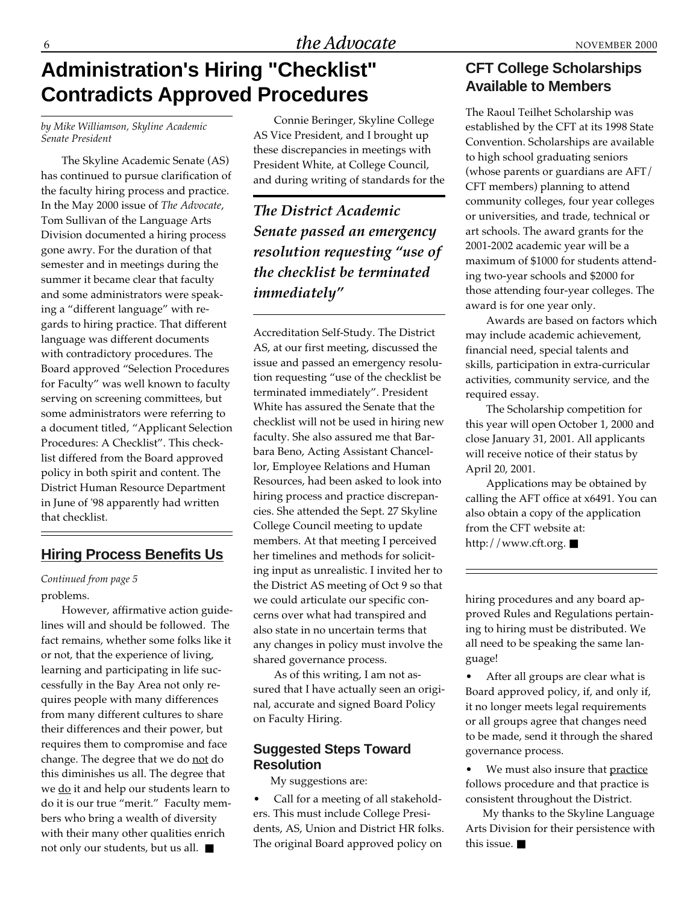# Administration's Hiring "Checklist" Contradicts Approved Procedures

*by Mike Williamson, Skyline Academic Senate President*

The Skyline Academic Senate (AS) has continued to pursue clarification of the faculty hiring process and practice. In the May 2000 issue of *The Advocate*, Tom Sullivan of the Language Arts Division documented a hiring process gone awry. For the duration of that semester and in meetings during the summer it became clear that faculty and some administrators were speaking a "different language" with regards to hiring practice. That different language was different documents with contradictory procedures. The Board approved "Selection Procedures for Faculty" was well known to faculty serving on screening committees, but some administrators were referring to a document titled, "Applicant Selection Procedures: A Checklist". This checklist differed from the Board approved policy in both spirit and content. The District Human Resource Department in June of '98 apparently had written that checklist.

Connie Beringer, Skyline College AS Vice President, and I brought up these discrepancies in meetings with President White, at College Council, and during writing of standards for the Accreditation Self-Study. The District AS, at our first meeting, discussed the issue and passed an emergency resolution requesting "use of the checklist be terminated immediately". President White has assured the Senate that the checklist will not be used in hiring new faculty. She also assured me that Barbara Beno, Acting Assistant Chancellor, Employee Relations and Human Resources, had been asked to look into hiring process and practice discrepancies. She attended the Sept. 27 Skyline College Council meeting to update members. At that meeting I perceived her timelines and methods for soliciting input as unrealistic. I invited her to the District AS meeting of Oct 9 so that we could articulate our specific concerns over what had transpired and also state in no uncertain terms that any changes in policy must involve the shared governance process.

> ***The District Academic Senate passed an emergency resolution requesting "use of the checklist be terminated immediately"***

As of this writing, I am not assured that I have actually seen an original, accurate and signed Board Policy on Faculty Hiring.

### Suggested Steps Toward Resolution

My suggestions are:

- Call for a meeting of all stakeholders. This must include College Presidents, AS, Union and District HR folks. The original Board approved policy on hiring procedures and any board approved Rules and Regulations pertaining to hiring must be distributed. We all need to be speaking the same language!
- After all groups are clear what is Board approved policy, if, and only if, it no longer meets legal requirements or all groups agree that changes need to be made, send it through the shared governance process.
- We must also insure that <u>practice</u> follows procedure and that practice is consistent throughout the District.

My thanks to the Skyline Language Arts Division for their persistence with this issue. ■

## Hiring Process Benefits Us

*Continued from page 5*

problems.

However, affirmative action guidelines will and should be followed. The fact remains, whether some folks like it or not, that the experience of living, learning and participating in life successfully in the Bay Area not only requires people with many differences from many different cultures to share their differences and their power, but requires them to compromise and face change. The degree that we do <u>not</u> do this diminishes us all. The degree that we <u>do</u> it and help our students learn to do it is our true "merit." Faculty members who bring a wealth of diversity with their many other qualities enrich not only our students, but us all. ■

## CFT College Scholarships Available to Members

The Raoul Teilhet Scholarship was established by the CFT at its 1998 State Convention. Scholarships are available to high school graduating seniors (whose parents or guardians are AFT/CFT members) planning to attend community colleges, four year colleges or universities, and trade, technical or art schools. The award grants for the 2001-2002 academic year will be a maximum of $1000 for students attending two-year schools and $2000 for those attending four-year colleges. The award is for one year only.

Awards are based on factors which may include academic achievement, financial need, special talents and skills, participation in extra-curricular activities, community service, and the required essay.

The Scholarship competition for this year will open October 1, 2000 and close January 31, 2001. All applicants will receive notice of their status by April 20, 2001.

Applications may be obtained by calling the AFT office at x6491. You can also obtain a copy of the application from the CFT website at: http://www.cft.org. ■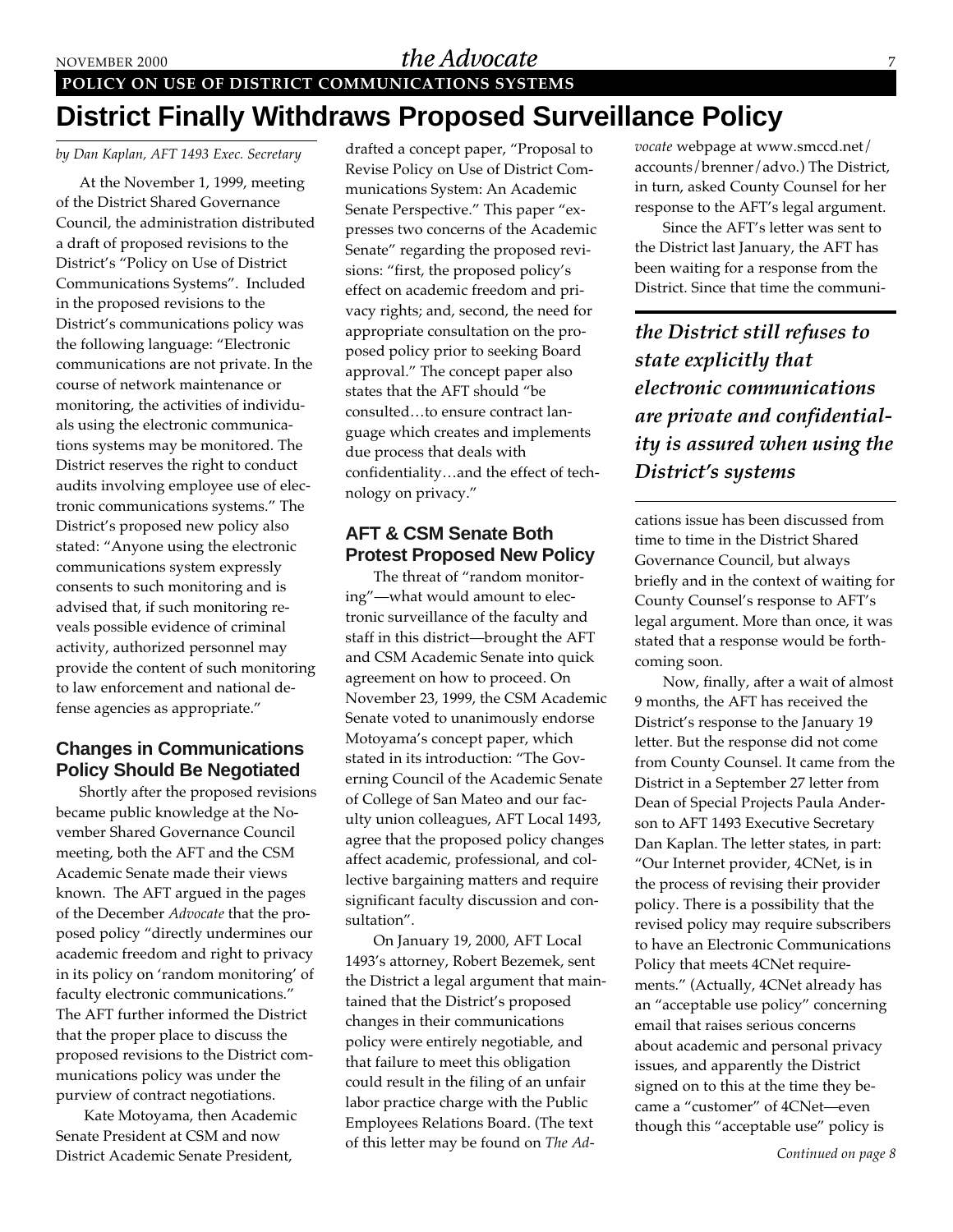**POLICY ON USE OF DISTRICT COMMUNICATIONS SYSTEMS**

# District Finally Withdraws Proposed Surveillance Policy

*by Dan Kaplan, AFT 1493 Exec. Secretary*

At the November 1, 1999, meeting of the District Shared Governance Council, the administration distributed a draft of proposed revisions to the District's "Policy on Use of District Communications Systems". Included in the proposed revisions to the District's communications policy was the following language: "Electronic communications are not private. In the course of network maintenance or monitoring, the activities of individuals using the electronic communications systems may be monitored. The District reserves the right to conduct audits involving employee use of electronic communications systems." The District's proposed new policy also stated: "Anyone using the electronic communications system expressly consents to such monitoring and is advised that, if such monitoring reveals possible evidence of criminal activity, authorized personnel may provide the content of such monitoring to law enforcement and national defense agencies as appropriate."

## Changes in Communications Policy Should Be Negotiated

Shortly after the proposed revisions became public knowledge at the November Shared Governance Council meeting, both the AFT and the CSM Academic Senate made their views known. The AFT argued in the pages of the December *Advocate* that the proposed policy "directly undermines our academic freedom and right to privacy in its policy on 'random monitoring' of faculty electronic communications." The AFT further informed the District that the proper place to discuss the proposed revisions to the District communications policy was under the purview of contract negotiations.

Kate Motoyama, then Academic Senate President at CSM and now District Academic Senate President, drafted a concept paper, "Proposal to Revise Policy on Use of District Communications System: An Academic Senate Perspective." This paper "expresses two concerns of the Academic Senate" regarding the proposed revisions: "first, the proposed policy's effect on academic freedom and privacy rights; and, second, the need for appropriate consultation on the proposed policy prior to seeking Board approval." The concept paper also states that the AFT should "be consulted…to ensure contract language which creates and implements due process that deals with confidentiality…and the effect of technology on privacy."

## AFT & CSM Senate Both Protest Proposed New Policy

The threat of "random monitoring"—what would amount to electronic surveillance of the faculty and staff in this district—brought the AFT and CSM Academic Senate into quick agreement on how to proceed. On November 23, 1999, the CSM Academic Senate voted to unanimously endorse Motoyama's concept paper, which stated in its introduction: "The Governing Council of the Academic Senate of College of San Mateo and our faculty union colleagues, AFT Local 1493, agree that the proposed policy changes affect academic, professional, and collective bargaining matters and require significant faculty discussion and consultation".

On January 19, 2000, AFT Local 1493's attorney, Robert Bezemek, sent the District a legal argument that maintained that the District's proposed changes in their communications policy were entirely negotiable, and that failure to meet this obligation could result in the filing of an unfair labor practice charge with the Public Employees Relations Board. (The text of this letter may be found on *The Advocate* webpage at www.smccd.net/accounts/brenner/advo.) The District, in turn, asked County Counsel for her response to the AFT's legal argument.

Since the AFT's letter was sent to the District last January, the AFT has been waiting for a response from the District. Since that time the communications issue has been discussed from time to time in the District Shared Governance Council, but always briefly and in the context of waiting for County Counsel's response to AFT's legal argument. More than once, it was stated that a response would be forthcoming soon.

> ***the District still refuses to state explicitly that electronic communications are private and confidentiality is assured when using the District's systems***

Now, finally, after a wait of almost 9 months, the AFT has received the District's response to the January 19 letter. But the response did not come from County Counsel. It came from the District in a September 27 letter from Dean of Special Projects Paula Anderson to AFT 1493 Executive Secretary Dan Kaplan. The letter states, in part: "Our Internet provider, 4CNet, is in the process of revising their provider policy. There is a possibility that the revised policy may require subscribers to have an Electronic Communications Policy that meets 4CNet requirements." (Actually, 4CNet already has an "acceptable use policy" concerning email that raises serious concerns about academic and personal privacy issues, and apparently the District signed on to this at the time they became a "customer" of 4CNet—even though this "acceptable use" policy is

*Continued on page 8*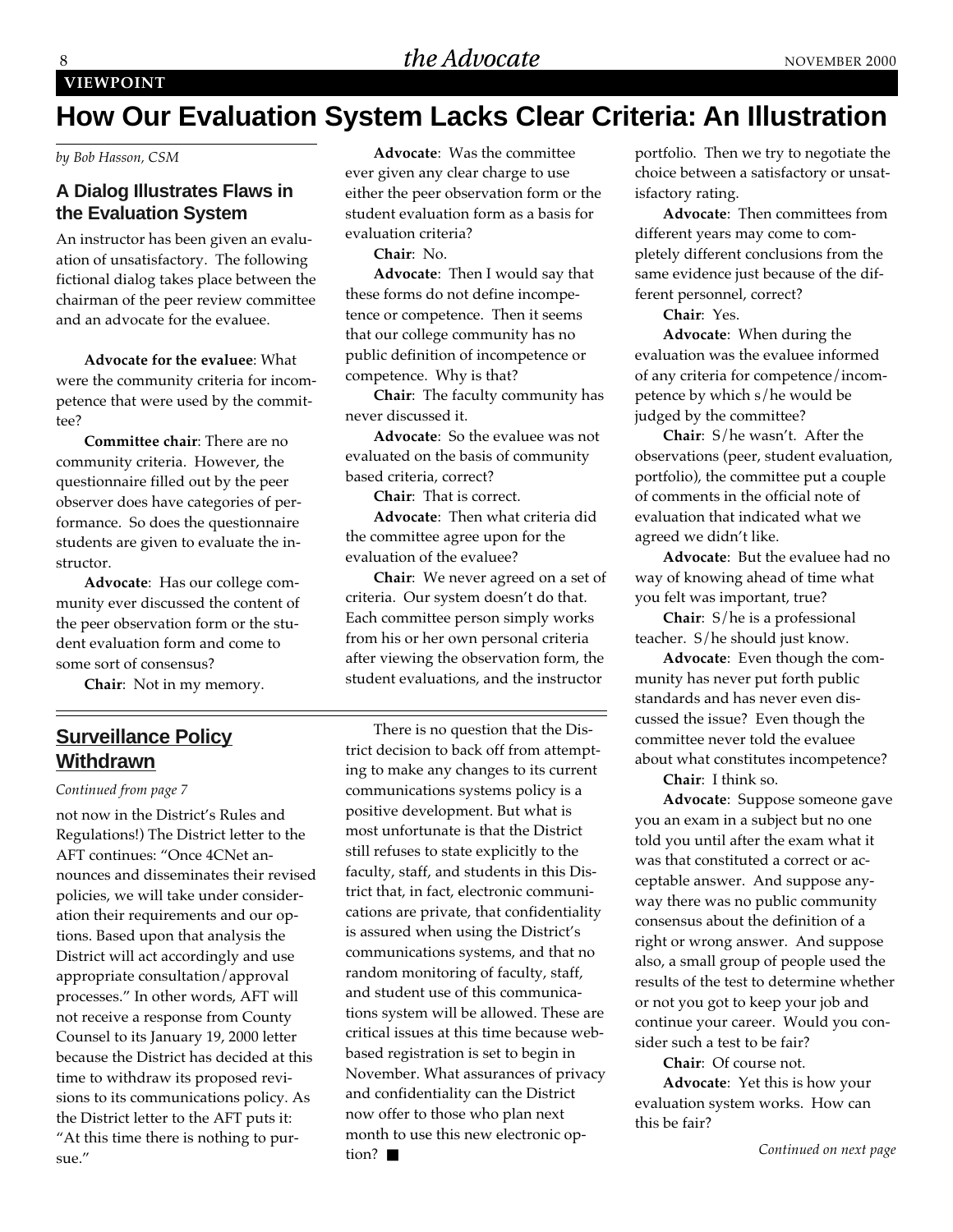VIEWPOINT

# How Our Evaluation System Lacks Clear Criteria: An Illustration

*by Bob Hasson, CSM*

### A Dialog Illustrates Flaws in the Evaluation System

An instructor has been given an evaluation of unsatisfactory. The following fictional dialog takes place between the chairman of the peer review committee and an advocate for the evaluee.

**Advocate for the evaluee**: What were the community criteria for incompetence that were used by the committee?

**Committee chair**: There are no community criteria. However, the questionnaire filled out by the peer observer does have categories of performance. So does the questionnaire students are given to evaluate the instructor.

**Advocate**: Has our college community ever discussed the content of the peer observation form or the student evaluation form and come to some sort of consensus?

**Chair**: Not in my memory.

**Advocate**: Was the committee ever given any clear charge to use either the peer observation form or the student evaluation form as a basis for evaluation criteria?

**Chair**: No.

**Advocate**: Then I would say that these forms do not define incompetence or competence. Then it seems that our college community has no public definition of incompetence or competence. Why is that?

**Chair**: The faculty community has never discussed it.

**Advocate**: So the evaluee was not evaluated on the basis of community based criteria, correct?

**Chair**: That is correct.

**Advocate**: Then what criteria did the committee agree upon for the evaluation of the evaluee?

**Chair**: We never agreed on a set of criteria. Our system doesn't do that. Each committee person simply works from his or her own personal criteria after viewing the observation form, the student evaluations, and the instructor portfolio. Then we try to negotiate the choice between a satisfactory or unsatisfactory rating.

**Advocate**: Then committees from different years may come to completely different conclusions from the same evidence just because of the different personnel, correct?

**Chair**: Yes.

**Advocate**: When during the evaluation was the evaluee informed of any criteria for competence/incompetence by which s/he would be judged by the committee?

**Chair**: S/he wasn't. After the observations (peer, student evaluation, portfolio), the committee put a couple of comments in the official note of evaluation that indicated what we agreed we didn't like.

**Advocate**: But the evaluee had no way of knowing ahead of time what you felt was important, true?

**Chair**: S/he is a professional teacher. S/he should just know.

**Advocate**: Even though the community has never put forth public standards and has never even discussed the issue? Even though the committee never told the evaluee about what constitutes incompetence?

**Chair**: I think so.

**Advocate**: Suppose someone gave you an exam in a subject but no one told you until after the exam what it was that constituted a correct or acceptable answer. And suppose anyway there was no public community consensus about the definition of a right or wrong answer. And suppose also, a small group of people used the results of the test to determine whether or not you got to keep your job and continue your career. Would you consider such a test to be fair?

**Chair**: Of course not.

**Advocate**: Yet this is how your evaluation system works. How can this be fair?

*Continued on next page*

## Surveillance Policy Withdrawn

*Continued from page 7*

not now in the District's Rules and Regulations!) The District letter to the AFT continues: "Once 4CNet announces and disseminates their revised policies, we will take under consideration their requirements and our options. Based upon that analysis the District will act accordingly and use appropriate consultation/approval processes." In other words, AFT will not receive a response from County Counsel to its January 19, 2000 letter because the District has decided at this time to withdraw its proposed revisions to its communications policy. As the District letter to the AFT puts it: "At this time there is nothing to pursue."

There is no question that the District decision to back off from attempting to make any changes to its current communications systems policy is a positive development. But what is most unfortunate is that the District still refuses to state explicitly to the faculty, staff, and students in this District that, in fact, electronic communications are private, that confidentiality is assured when using the District's communications systems, and that no random monitoring of faculty, staff, and student use of this communications system will be allowed. These are critical issues at this time because web-based registration is set to begin in November. What assurances of privacy and confidentiality can the District now offer to those who plan next month to use this new electronic option? ■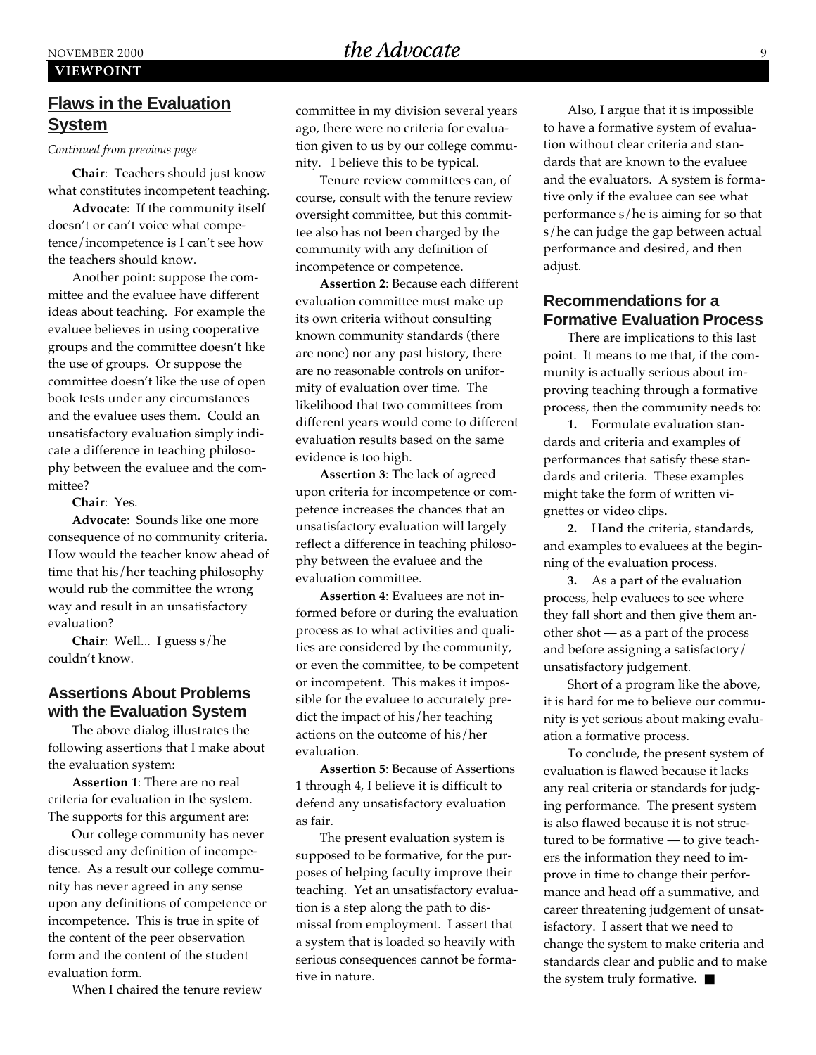VIEWPOINT

## Flaws in the Evaluation System

*Continued from previous page*

**Chair**: Teachers should just know what constitutes incompetent teaching.

**Advocate**: If the community itself doesn't or can't voice what competence/incompetence is I can't see how the teachers should know.

Another point: suppose the committee and the evaluee have different ideas about teaching. For example the evaluee believes in using cooperative groups and the committee doesn't like the use of groups. Or suppose the committee doesn't like the use of open book tests under any circumstances and the evaluee uses them. Could an unsatisfactory evaluation simply indicate a difference in teaching philosophy between the evaluee and the committee?

**Chair**: Yes.

**Advocate**: Sounds like one more consequence of no community criteria. How would the teacher know ahead of time that his/her teaching philosophy would rub the committee the wrong way and result in an unsatisfactory evaluation?

**Chair**: Well... I guess s/he couldn't know.

### Assertions About Problems with the Evaluation System

The above dialog illustrates the following assertions that I make about the evaluation system:

**Assertion 1**: There are no real criteria for evaluation in the system. The supports for this argument are:

Our college community has never discussed any definition of incompetence. As a result our college community has never agreed in any sense upon any definitions of competence or incompetence. This is true in spite of the content of the peer observation form and the content of the student evaluation form.

When I chaired the tenure review committee in my division several years ago, there were no criteria for evaluation given to us by our college community. I believe this to be typical.

Tenure review committees can, of course, consult with the tenure review oversight committee, but this committee also has not been charged by the community with any definition of incompetence or competence.

**Assertion 2**: Because each different evaluation committee must make up its own criteria without consulting known community standards (there are none) nor any past history, there are no reasonable controls on uniformity of evaluation over time. The likelihood that two committees from different years would come to different evaluation results based on the same evidence is too high.

**Assertion 3**: The lack of agreed upon criteria for incompetence or competence increases the chances that an unsatisfactory evaluation will largely reflect a difference in teaching philosophy between the evaluee and the evaluation committee.

**Assertion 4**: Evaluees are not informed before or during the evaluation process as to what activities and qualities are considered by the community, or even the committee, to be competent or incompetent. This makes it impossible for the evaluee to accurately predict the impact of his/her teaching actions on the outcome of his/her evaluation.

**Assertion 5**: Because of Assertions 1 through 4, I believe it is difficult to defend any unsatisfactory evaluation as fair.

The present evaluation system is supposed to be formative, for the purposes of helping faculty improve their teaching. Yet an unsatisfactory evaluation is a step along the path to dismissal from employment. I assert that a system that is loaded so heavily with serious consequences cannot be formative in nature.

Also, I argue that it is impossible to have a formative system of evaluation without clear criteria and standards that are known to the evaluee and the evaluators. A system is formative only if the evaluee can see what performance s/he is aiming for so that s/he can judge the gap between actual performance and desired, and then adjust.

### Recommendations for a Formative Evaluation Process

There are implications to this last point. It means to me that, if the community is actually serious about improving teaching through a formative process, then the community needs to:

**1.** Formulate evaluation standards and criteria and examples of performances that satisfy these standards and criteria. These examples might take the form of written vignettes or video clips.

**2.** Hand the criteria, standards, and examples to evaluees at the beginning of the evaluation process.

**3.** As a part of the evaluation process, help evaluees to see where they fall short and then give them another shot — as a part of the process and before assigning a satisfactory/unsatisfactory judgement.

Short of a program like the above, it is hard for me to believe our community is yet serious about making evaluation a formative process.

To conclude, the present system of evaluation is flawed because it lacks any real criteria or standards for judging performance. The present system is also flawed because it is not structured to be formative — to give teachers the information they need to improve in time to change their performance and head off a summative, and career threatening judgement of unsatisfactory. I assert that we need to change the system to make criteria and standards clear and public and to make the system truly formative. ■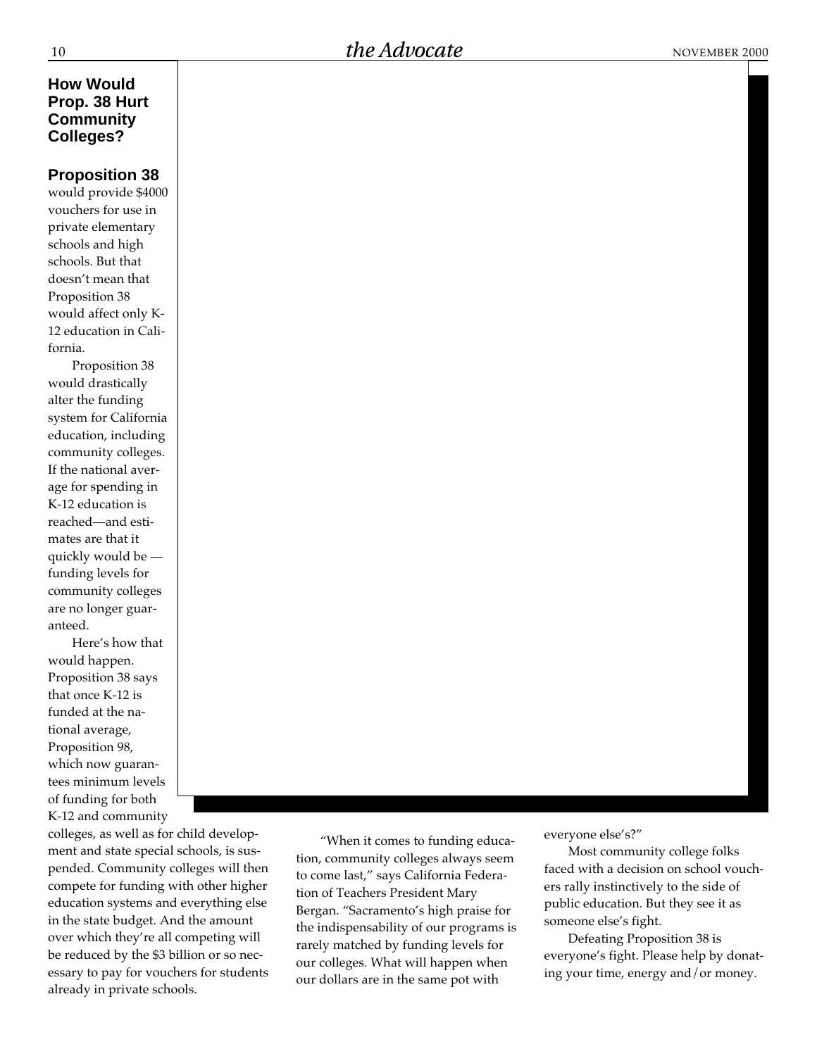## How Would Prop. 38 Hurt Community Colleges?

**Proposition 38** would provide $4000 vouchers for use in private elementary schools and high schools. But that doesn't mean that Proposition 38 would affect only K-12 education in California.

Proposition 38 would drastically alter the funding system for California education, including community colleges. If the national average for spending in K-12 education is reached—and estimates are that it quickly would be — funding levels for community colleges are no longer guaranteed.

Here's how that would happen. Proposition 38 says that once K-12 is funded at the national average, Proposition 98, which now guarantees minimum levels of funding for both K-12 and community colleges, as well as for child development and state special schools, is suspended. Community colleges will then compete for funding with other higher education systems and everything else in the state budget. And the amount over which they're all competing will be reduced by the $3 billion or so necessary to pay for vouchers for students already in private schools.

"When it comes to funding education, community colleges always seem to come last," says California Federation of Teachers President Mary Bergan. "Sacramento's high praise for the indispensability of our programs is rarely matched by funding levels for our colleges. What will happen when our dollars are in the same pot with everyone else's?"

Most community college folks faced with a decision on school vouchers rally instinctively to the side of public education. But they see it as someone else's fight.

Defeating Proposition 38 is everyone's fight. Please help by donating your time, energy and/or money.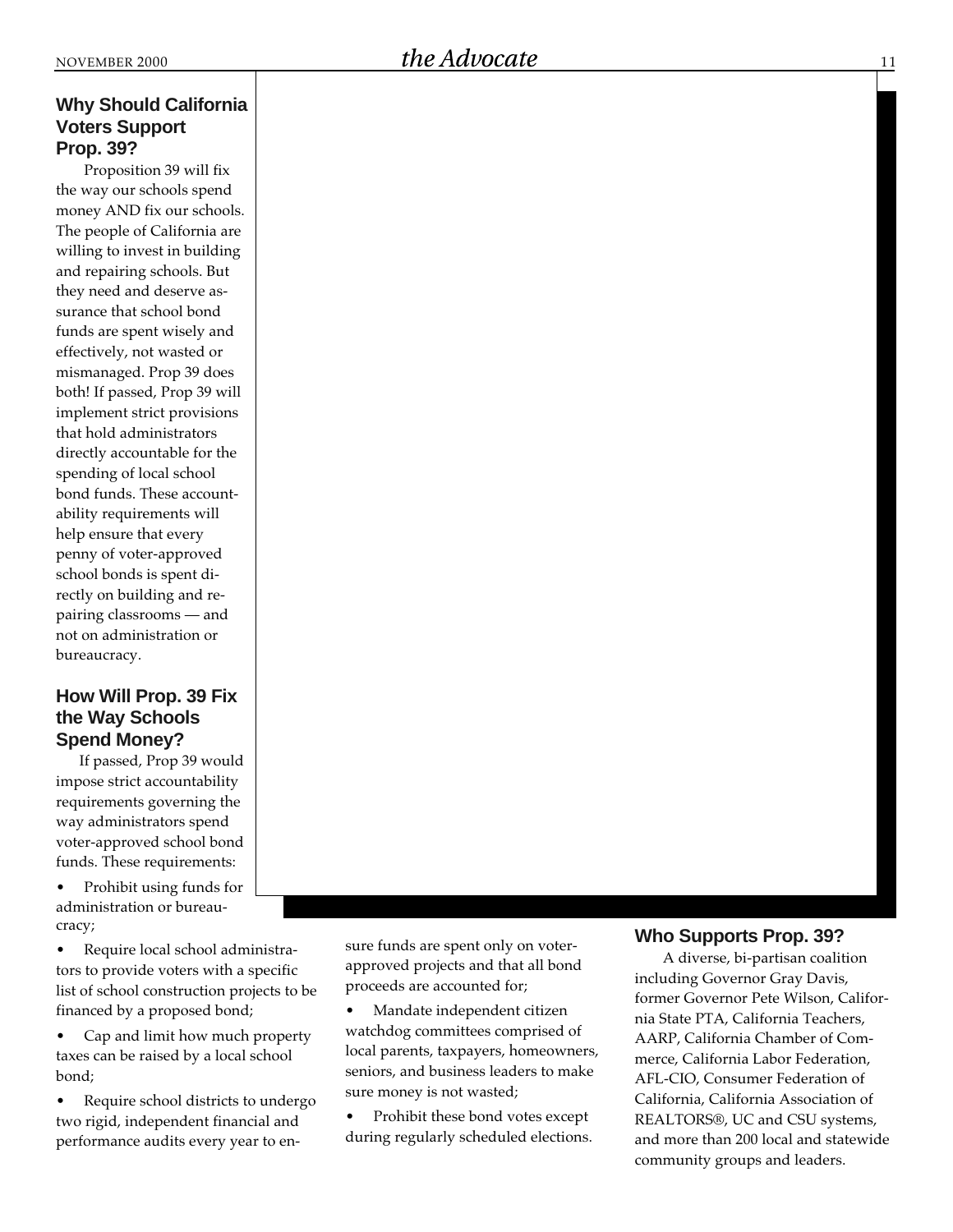## Why Should California Voters Support Prop. 39?

Proposition 39 will fix the way our schools spend money AND fix our schools. The people of California are willing to invest in building and repairing schools. But they need and deserve assurance that school bond funds are spent wisely and effectively, not wasted or mismanaged. Prop 39 does both! If passed, Prop 39 will implement strict provisions that hold administrators directly accountable for the spending of local school bond funds. These accountability requirements will help ensure that every penny of voter-approved school bonds is spent directly on building and repairing classrooms — and not on administration or bureaucracy.

## How Will Prop. 39 Fix the Way Schools Spend Money?

If passed, Prop 39 would impose strict accountability requirements governing the way administrators spend voter-approved school bond funds. These requirements:

- Prohibit using funds for administration or bureaucracy;
- Require local school administrators to provide voters with a specific list of school construction projects to be financed by a proposed bond;
- Cap and limit how much property taxes can be raised by a local school bond;
- Require school districts to undergo two rigid, independent financial and performance audits every year to ensure funds are spent only on voter-approved projects and that all bond proceeds are accounted for;
- Mandate independent citizen watchdog committees comprised of local parents, taxpayers, homeowners, seniors, and business leaders to make sure money is not wasted;
- Prohibit these bond votes except during regularly scheduled elections.

## Who Supports Prop. 39?

A diverse, bi-partisan coalition including Governor Gray Davis, former Governor Pete Wilson, California State PTA, California Teachers, AARP, California Chamber of Commerce, California Labor Federation, AFL-CIO, Consumer Federation of California, California Association of REALTORS®, UC and CSU systems, and more than 200 local and statewide community groups and leaders.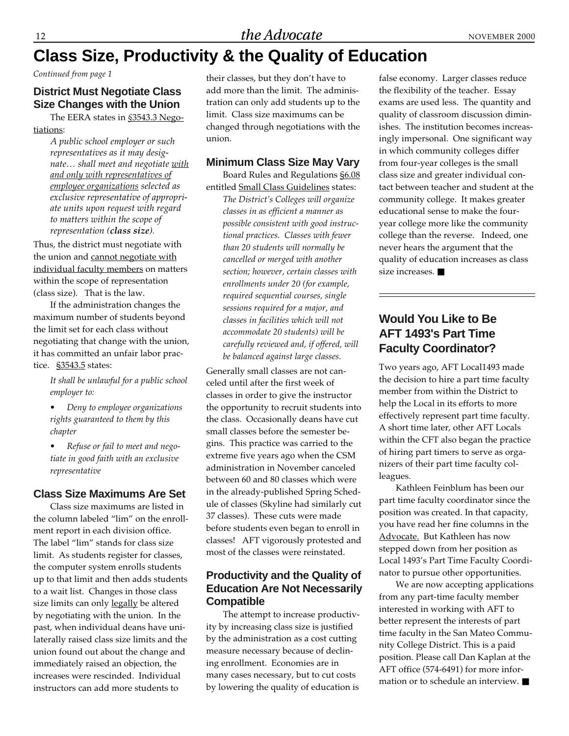# Class Size, Productivity & the Quality of Education

*Continued from page 1*

## District Must Negotiate Class Size Changes with the Union

The EERA states in §3543.3 Negotiations:

> *A public school employer or such representatives as it may designate… shall meet and negotiate with and only with representatives of employee organizations selected as exclusive representative of appropriate units upon request with regard to matters within the scope of representation (**class size**).*

Thus, the district must negotiate with the union and cannot negotiate with individual faculty members on matters within the scope of representation (class size). That is the law.

If the administration changes the maximum number of students beyond the limit set for each class without negotiating that change with the union, it has committed an unfair labor practice. §3543.5 states:

> *It shall be unlawful for a public school employer to:*
>
> - *Deny to employee organizations rights guaranteed to them by this chapter*
> - *Refuse or fail to meet and negotiate in good faith with an exclusive representative*

## Class Size Maximums Are Set

Class size maximums are listed in the column labeled "lim" on the enrollment report in each division office. The label "lim" stands for class size limit. As students register for classes, the computer system enrolls students up to that limit and then adds students to a wait list. Changes in those class size limits can only legally be altered by negotiating with the union. In the past, when individual deans have unilaterally raised class size limits and the union found out about the change and immediately raised an objection, the increases were rescinded. Individual instructors can add more students to their classes, but they don't have to add more than the limit. The administration can only add students up to the limit. Class size maximums can be changed through negotiations with the union.

## Minimum Class Size May Vary

Board Rules and Regulations §6.08 entitled Small Class Guidelines states:

> *The District's Colleges will organize classes in as efficient a manner as possible consistent with good instructional practices. Classes with fewer than 20 students will normally be cancelled or merged with another section; however, certain classes with enrollments under 20 (for example, required sequential courses, single sessions required for a major, and classes in facilities which will not accommodate 20 students) will be carefully reviewed and, if offered, will be balanced against large classes.*

Generally small classes are not canceled until after the first week of classes in order to give the instructor the opportunity to recruit students into the class. Occasionally deans have cut small classes before the semester begins. This practice was carried to the extreme five years ago when the CSM administration in November canceled between 60 and 80 classes which were in the already-published Spring Schedule of classes (Skyline had similarly cut 37 classes). These cuts were made before students even began to enroll in classes! AFT vigorously protested and most of the classes were reinstated.

## Productivity and the Quality of Education Are Not Necessarily Compatible

The attempt to increase productivity by increasing class size is justified by the administration as a cost cutting measure necessary because of declining enrollment. Economies are in many cases necessary, but to cut costs by lowering the quality of education is false economy. Larger classes reduce the flexibility of the teacher. Essay exams are used less. The quantity and quality of classroom discussion diminishes. The institution becomes increasingly impersonal. One significant way in which community colleges differ from four-year colleges is the small class size and greater individual contact between teacher and student at the community college. It makes greater educational sense to make the four-year college more like the community college than the reverse. Indeed, one never hears the argument that the quality of education increases as class size increases. ■

---

## Would You Like to Be AFT 1493's Part Time Faculty Coordinator?

Two years ago, AFT Local1493 made the decision to hire a part time faculty member from within the District to help the Local in its efforts to more effectively represent part time faculty. A short time later, other AFT Locals within the CFT also began the practice of hiring part timers to serve as organizers of their part time faculty colleagues.

Kathleen Feinblum has been our part time faculty coordinator since the position was created. In that capacity, you have read her fine columns in the Advocate. But Kathleen has now stepped down from her position as Local 1493's Part Time Faculty Coordinator to pursue other opportunities.

We are now accepting applications from any part-time faculty member interested in working with AFT to better represent the interests of part time faculty in the San Mateo Community College District. This is a paid position. Please call Dan Kaplan at the AFT office (574-6491) for more information or to schedule an interview. ■